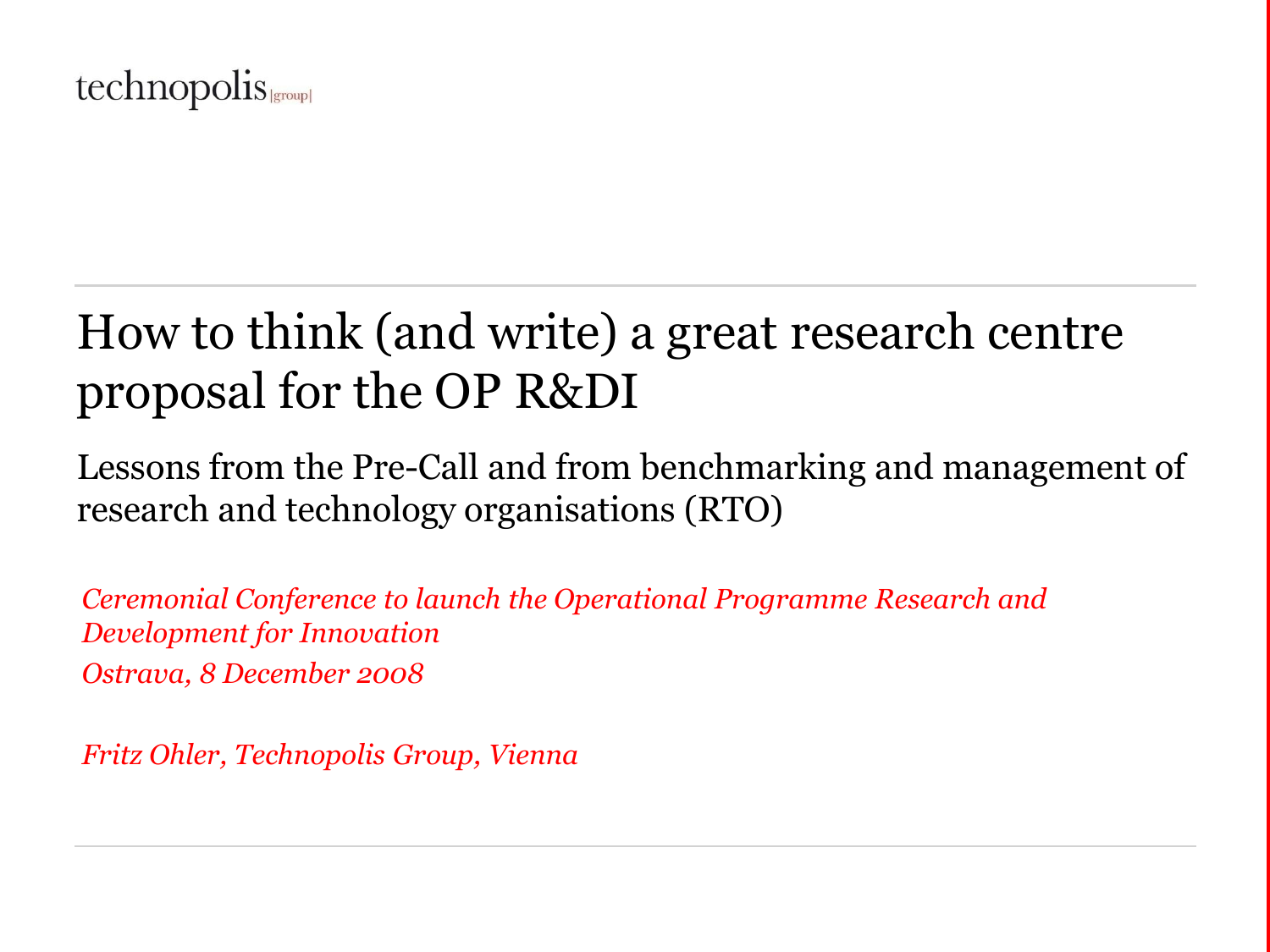technopolis |group|

# How to think (and write) a great research centre proposal for the OP R&DI

## Lessons from the Pre-Call and from benchmarking and management of research and technology organisations (RTO)

*Ceremonial Conference to launch the Operational Programme Research and Development for Innovation*

*Ostrava, 8 December 2008*

*Fritz Ohler, Technopolis Group, Vienna*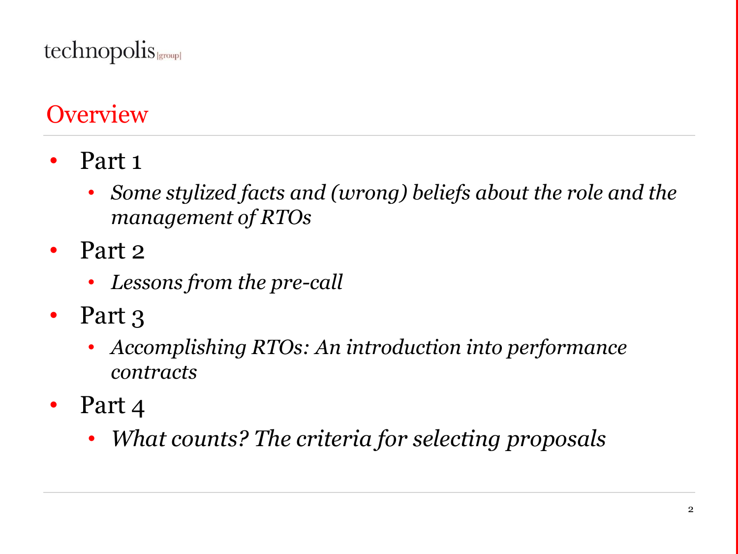## Overview

- Part 1
  - *Some stylized facts and (wrong) beliefs about the role and the management of RTOs*
- Part 2
  - *Lessons from the pre-call*
- Part 3
  - *Accomplishing RTOs: An introduction into performance contracts*
- Part 4
  - *What counts? The criteria for selecting proposals*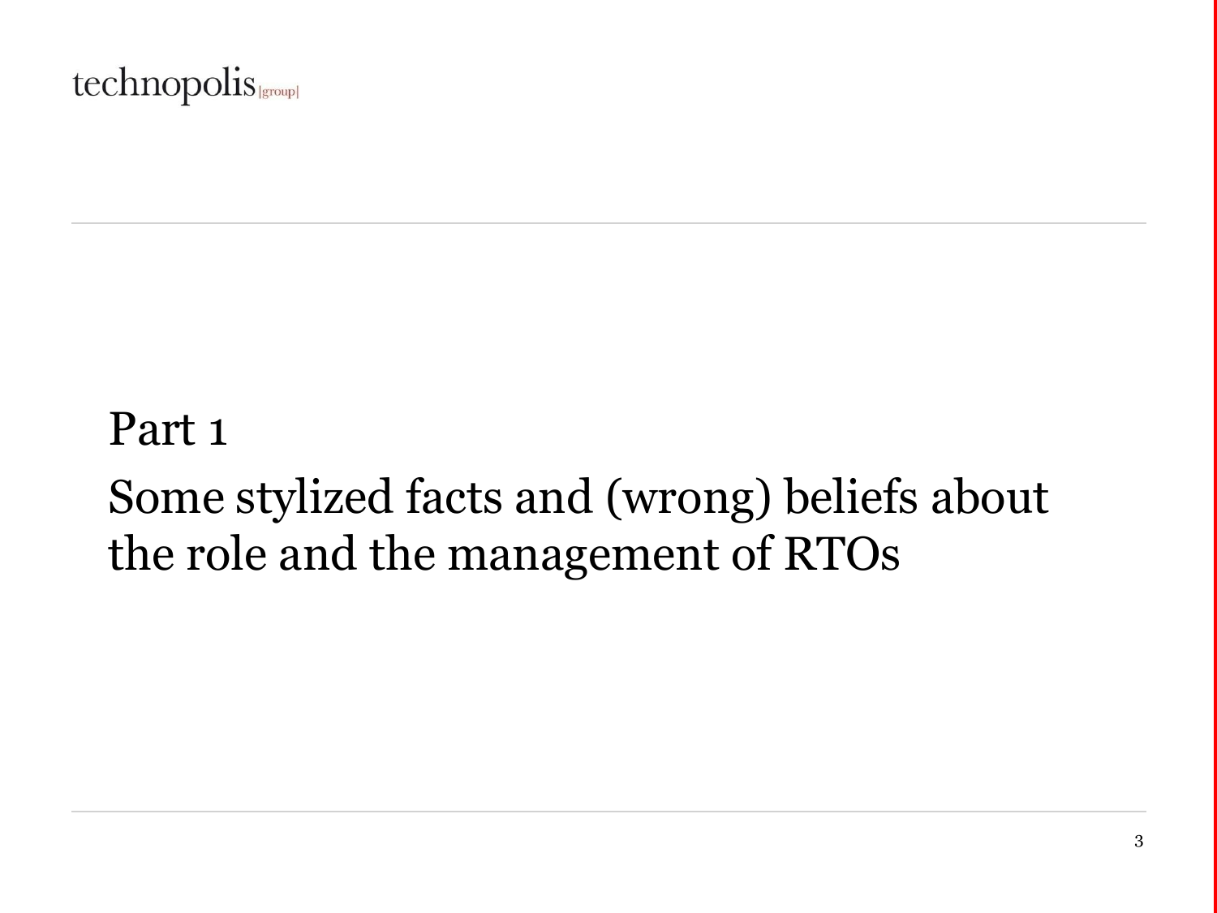# Part 1

# Some stylized facts and (wrong) beliefs about the role and the management of RTOs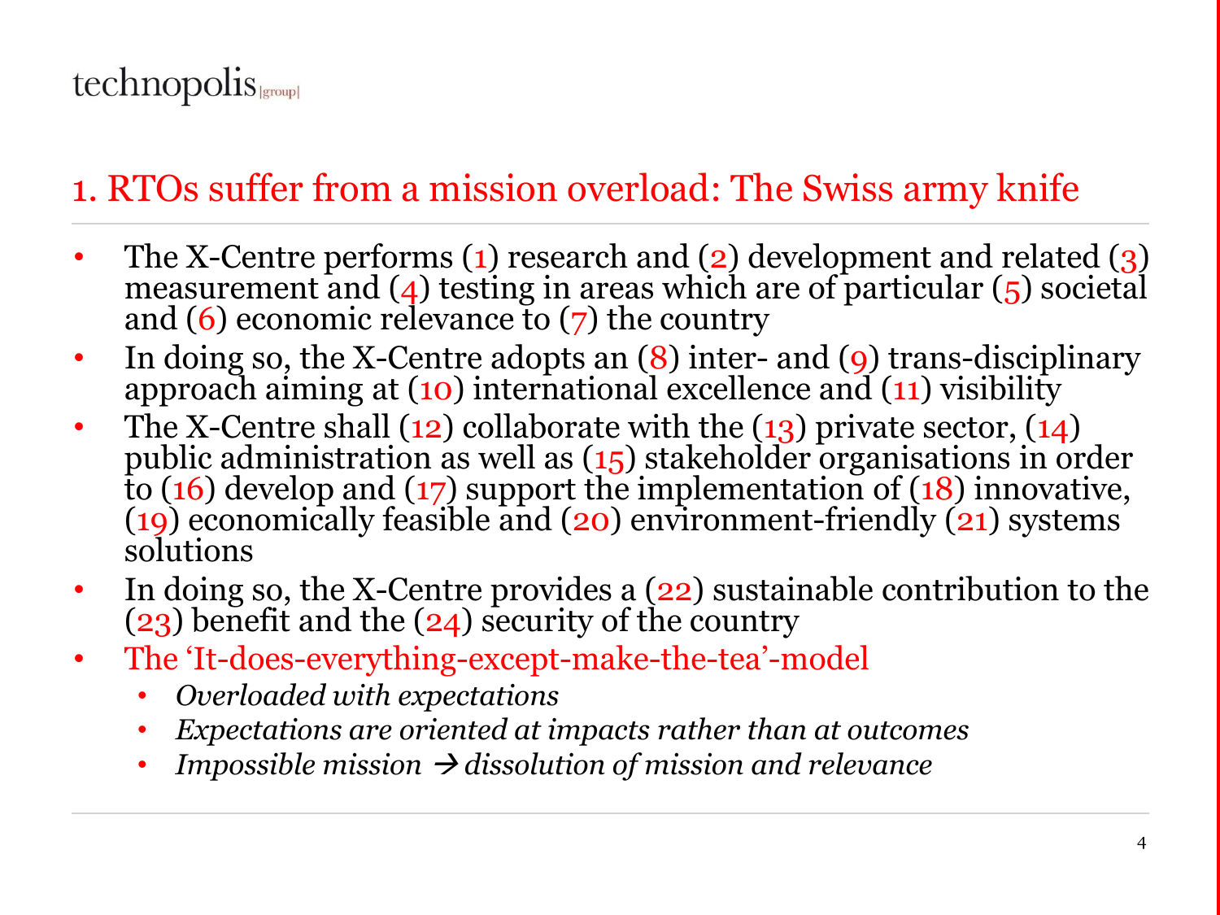# 1. RTOs suffer from a mission overload: The Swiss army knife

- The X-Centre performs (1) research and (2) development and related (3) measurement and (4) testing in areas which are of particular (5) societal and (6) economic relevance to (7) the country
- In doing so, the X-Centre adopts an (8) inter- and (9) trans-disciplinary approach aiming at (10) international excellence and (11) visibility
- The X-Centre shall (12) collaborate with the (13) private sector, (14) public administration as well as (15) stakeholder organisations in order to (16) develop and (17) support the implementation of (18) innovative, (19) economically feasible and (20) environment-friendly (21) systems solutions
- In doing so, the X-Centre provides a (22) sustainable contribution to the (23) benefit and the (24) security of the country
- The 'It-does-everything-except-make-the-tea'-model
  - *Overloaded with expectations*
  - *Expectations are oriented at impacts rather than at outcomes*
  - *Impossible mission → dissolution of mission and relevance*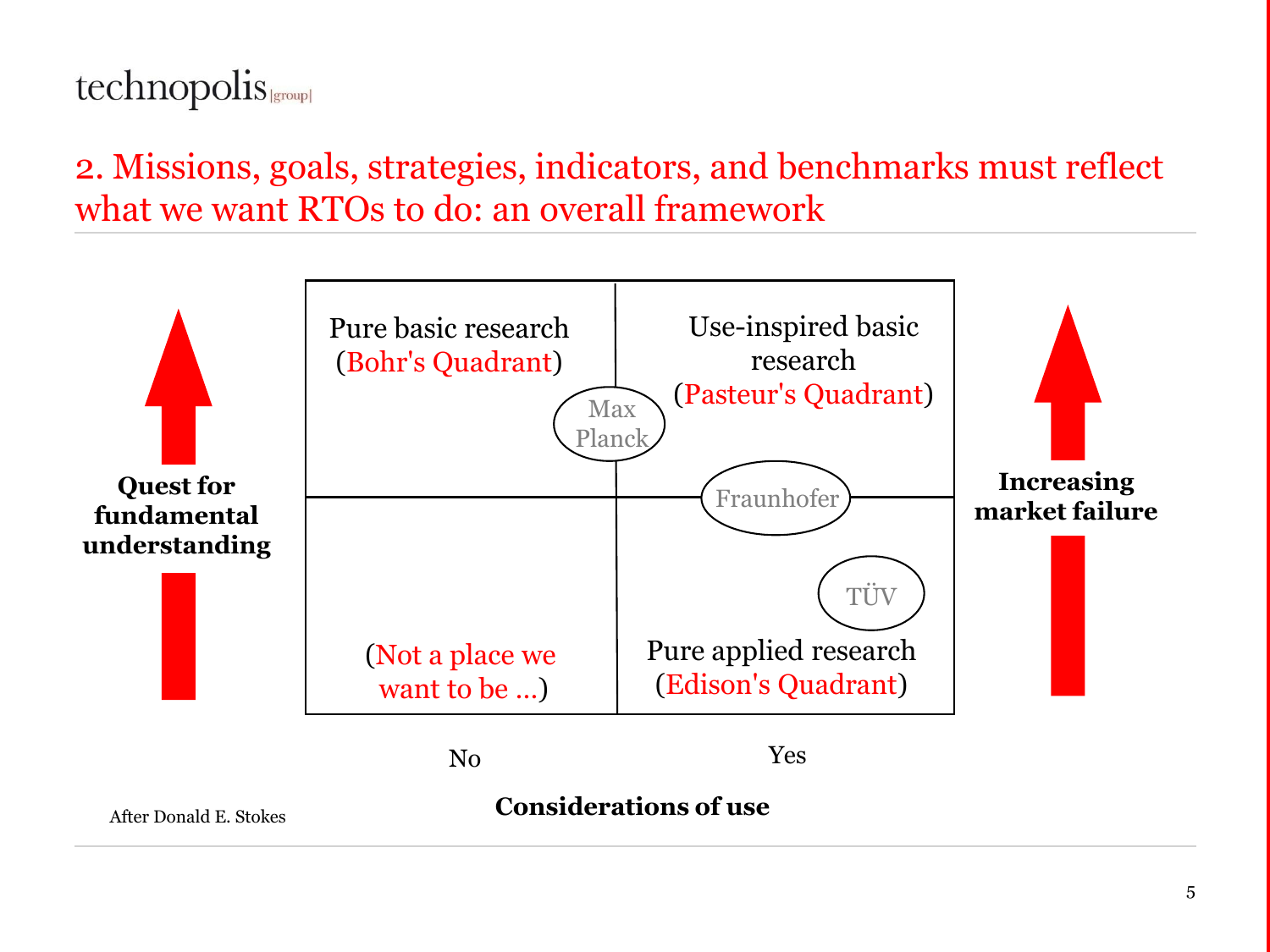## 2. Missions, goals, strategies, indicators, and benchmarks must reflect what we want RTOs to do: an overall framework

**Quest for fundamental understanding** (vertical axis) | **Increasing market failure** (right axis)

**Considerations of use** (horizontal axis)

| | No | Yes |
|---|---|---|
| **Quest for fundamental understanding: Yes** | Pure basic research (Bohr's Quadrant) | Use-inspired basic research (Pasteur's Quadrant) |
| **Quest for fundamental understanding: No** | (Not a place we want to be ...) | Pure applied research (Edison's Quadrant) |

Positioned on the diagram: Max Planck (on the boundary between Bohr's and Pasteur's Quadrants); Fraunhofer (on the boundary between Pasteur's and Edison's Quadrants); TÜV (in Edison's Quadrant).

After Donald E. Stokes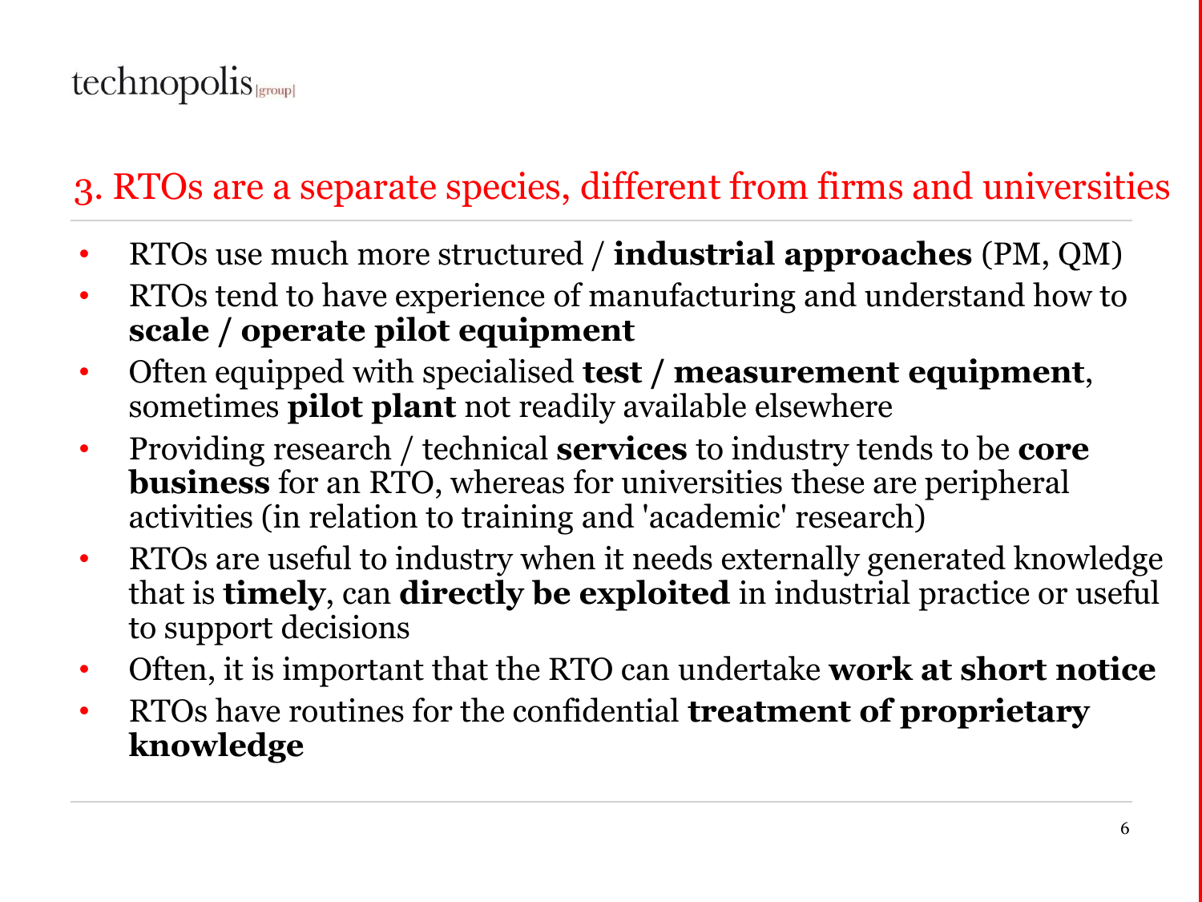## 3. RTOs are a separate species, different from firms and universities

- RTOs use much more structured / **industrial approaches** (PM, QM)
- RTOs tend to have experience of manufacturing and understand how to **scale / operate pilot equipment**
- Often equipped with specialised **test / measurement equipment**, sometimes **pilot plant** not readily available elsewhere
- Providing research / technical **services** to industry tends to be **core business** for an RTO, whereas for universities these are peripheral activities (in relation to training and 'academic' research)
- RTOs are useful to industry when it needs externally generated knowledge that is **timely**, can **directly be exploited** in industrial practice or useful to support decisions
- Often, it is important that the RTO can undertake **work at short notice**
- RTOs have routines for the confidential **treatment of proprietary knowledge**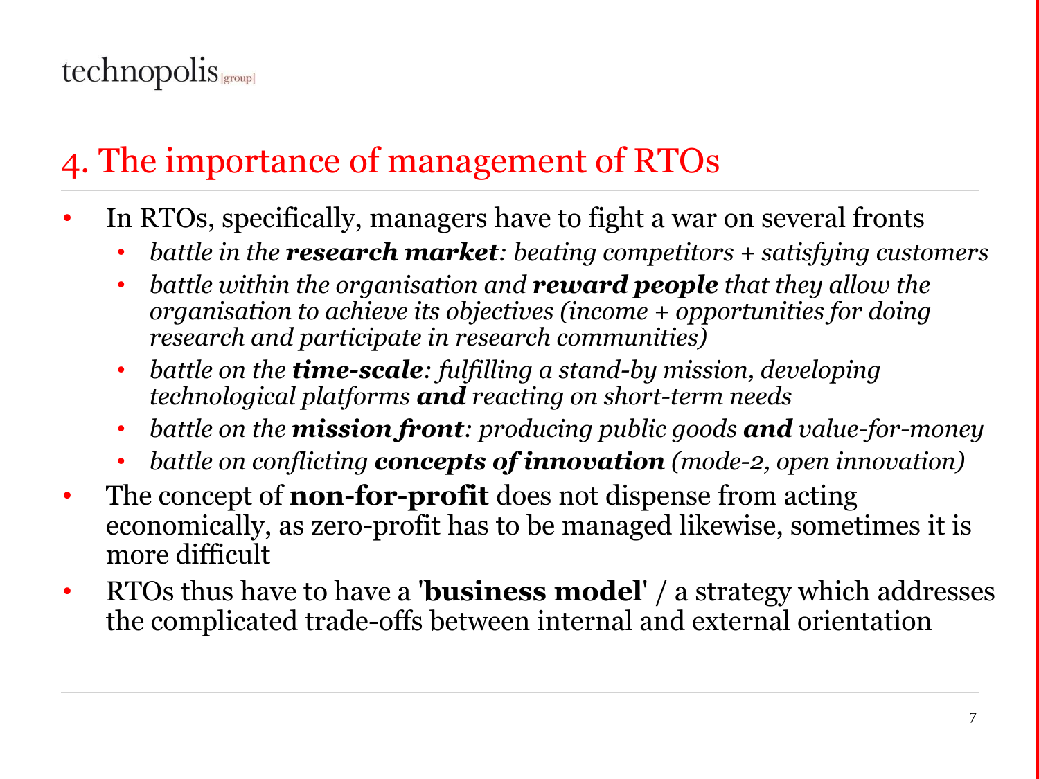# 4. The importance of management of RTOs

- In RTOs, specifically, managers have to fight a war on several fronts
  - *battle in the **research market**: beating competitors + satisfying customers*
  - *battle within the organisation and **reward people** that they allow the organisation to achieve its objectives (income + opportunities for doing research and participate in research communities)*
  - *battle on the **time-scale**: fulfilling a stand-by mission, developing technological platforms **and** reacting on short-term needs*
  - *battle on the **mission front**: producing public goods **and** value-for-money*
  - *battle on conflicting **concepts of innovation** (mode-2, open innovation)*
- The concept of **non-for-profit** does not dispense from acting economically, as zero-profit has to be managed likewise, sometimes it is more difficult
- RTOs thus have to have a '**business model**' / a strategy which addresses the complicated trade-offs between internal and external orientation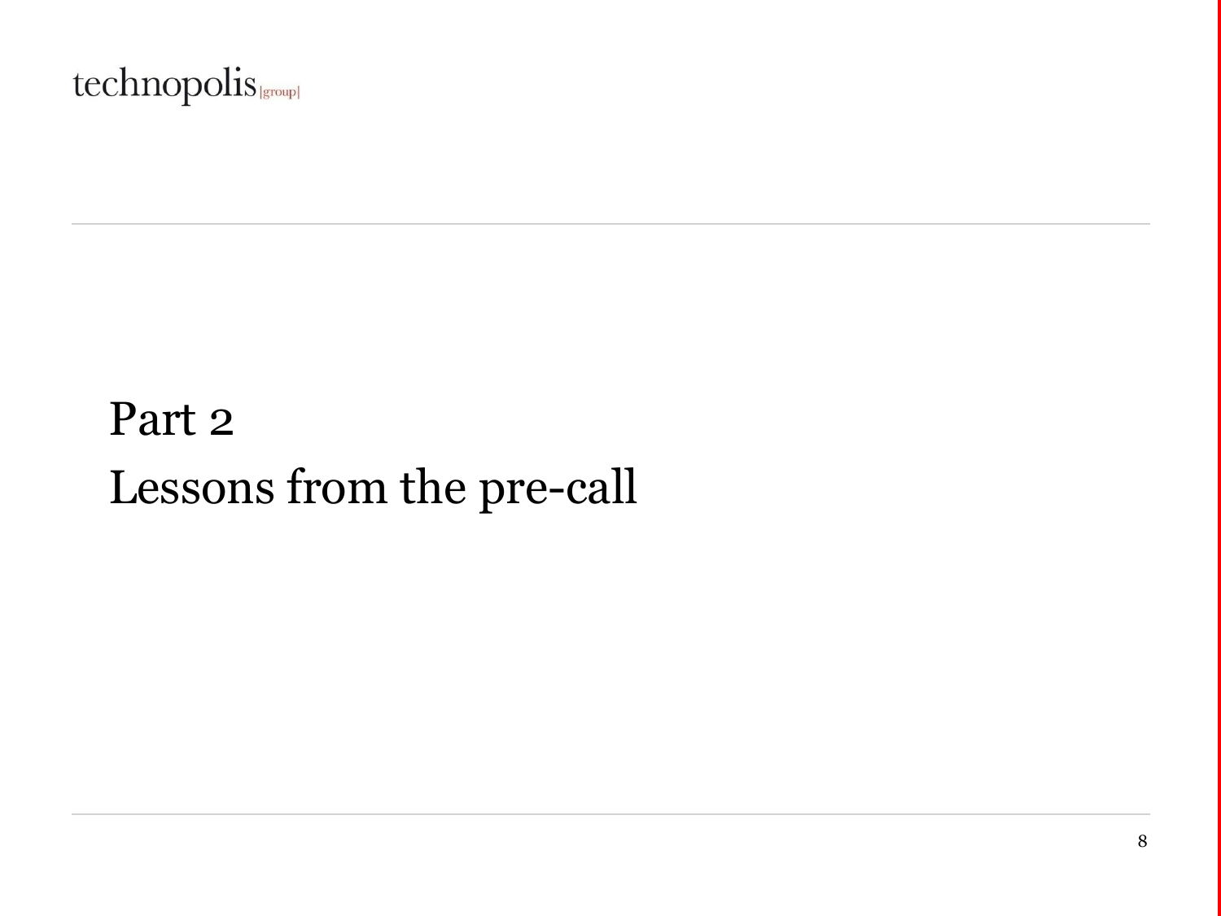# Part 2

# Lessons from the pre-call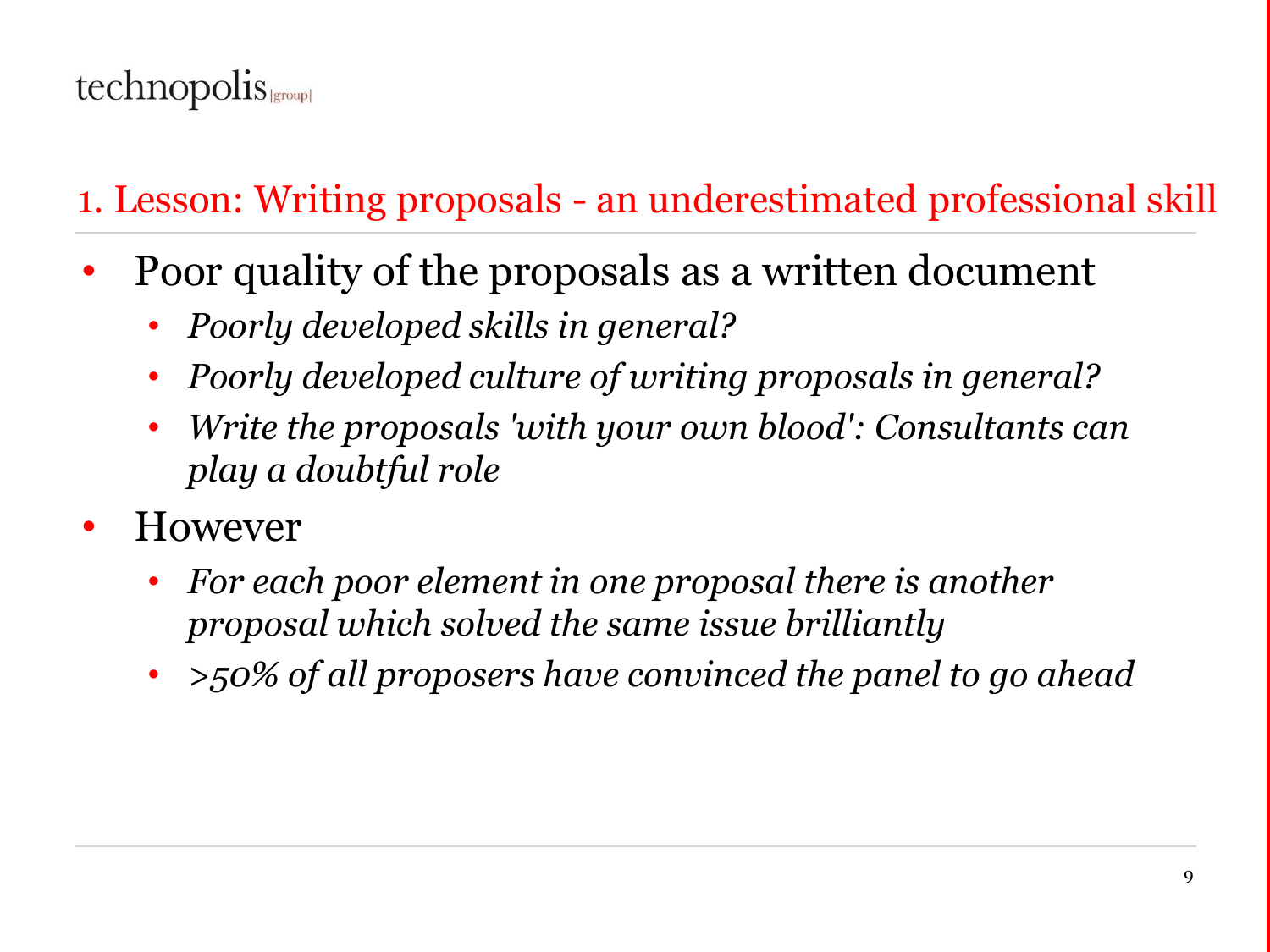## 1. Lesson: Writing proposals - an underestimated professional skill

- Poor quality of the proposals as a written document
  - *Poorly developed skills in general?*
  - *Poorly developed culture of writing proposals in general?*
  - *Write the proposals 'with your own blood': Consultants can play a doubtful role*
- However
  - *For each poor element in one proposal there is another proposal which solved the same issue brilliantly*
  - *>50% of all proposers have convinced the panel to go ahead*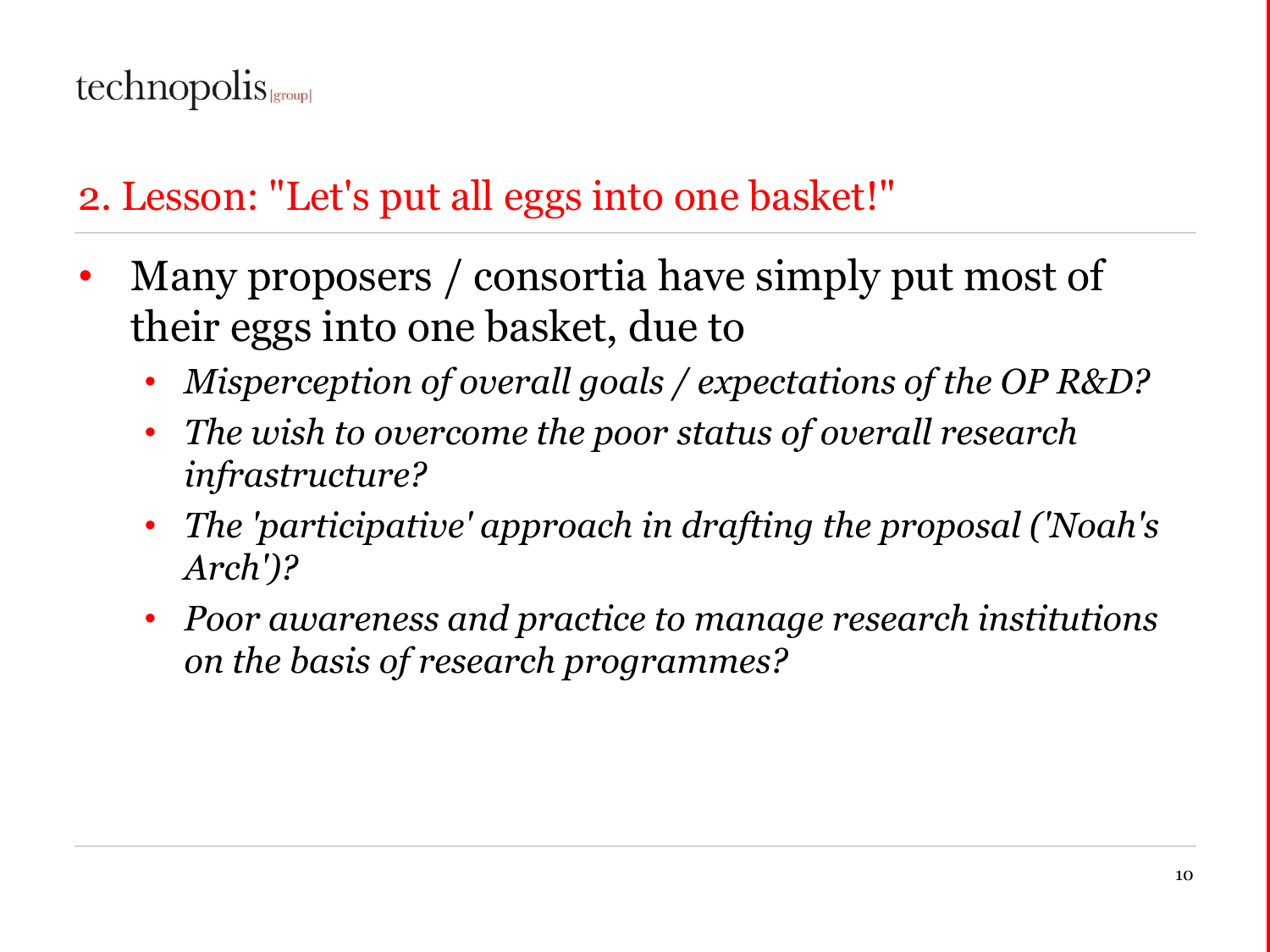## 2. Lesson: "Let's put all eggs into one basket!"

- Many proposers / consortia have simply put most of their eggs into one basket, due to
  - *Misperception of overall goals / expectations of the OP R&D?*
  - *The wish to overcome the poor status of overall research infrastructure?*
  - *The 'participative' approach in drafting the proposal ('Noah's Arch')?*
  - *Poor awareness and practice to manage research institutions on the basis of research programmes?*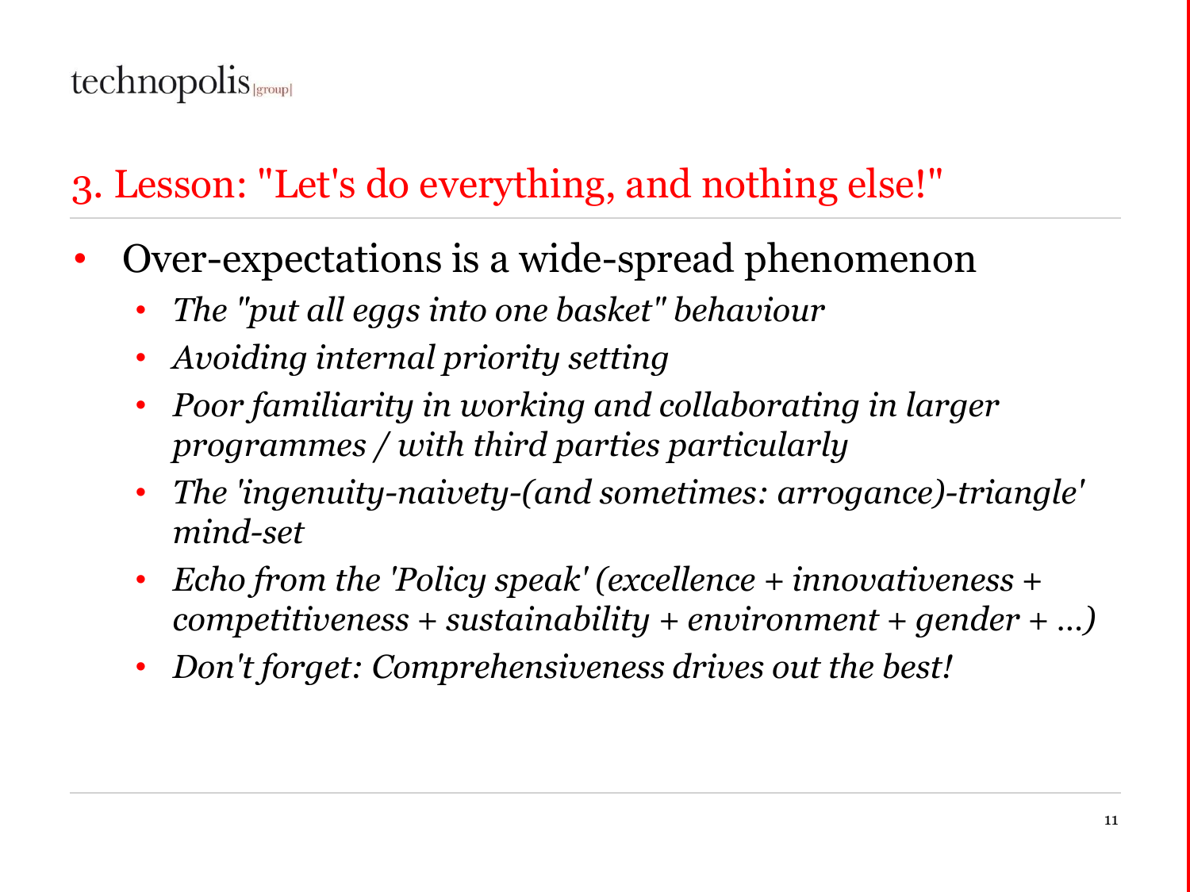## 3. Lesson: "Let's do everything, and nothing else!"

- Over-expectations is a wide-spread phenomenon
  - *The "put all eggs into one basket" behaviour*
  - *Avoiding internal priority setting*
  - *Poor familiarity in working and collaborating in larger programmes / with third parties particularly*
  - *The 'ingenuity-naivety-(and sometimes: arrogance)-triangle' mind-set*
  - *Echo from the 'Policy speak' (excellence + innovativeness + competitiveness + sustainability + environment + gender + ...)*
  - *Don't forget: Comprehensiveness drives out the best!*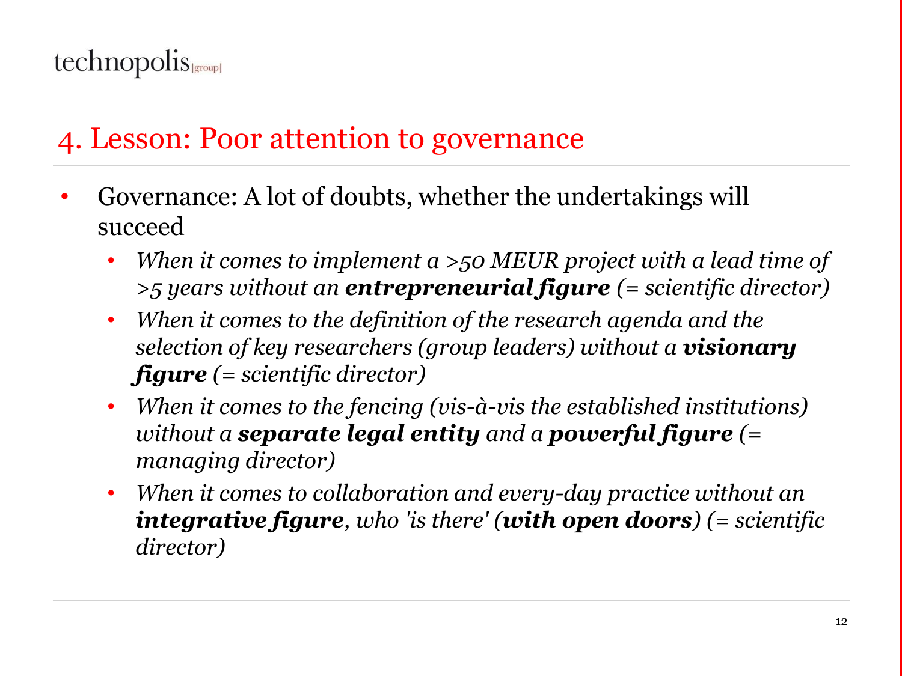## 4. Lesson: Poor attention to governance

- Governance: A lot of doubts, whether the undertakings will succeed
  - *When it comes to implement a >50 MEUR project with a lead time of >5 years without an* ***entrepreneurial figure*** *(= scientific director)*
  - *When it comes to the definition of the research agenda and the selection of key researchers (group leaders) without a* ***visionary figure*** *(= scientific director)*
  - *When it comes to the fencing (vis-à-vis the established institutions) without a* ***separate legal entity*** *and a* ***powerful figure*** *(= managing director)*
  - *When it comes to collaboration and every-day practice without an* ***integrative figure****, who 'is there' (****with open doors****) (= scientific director)*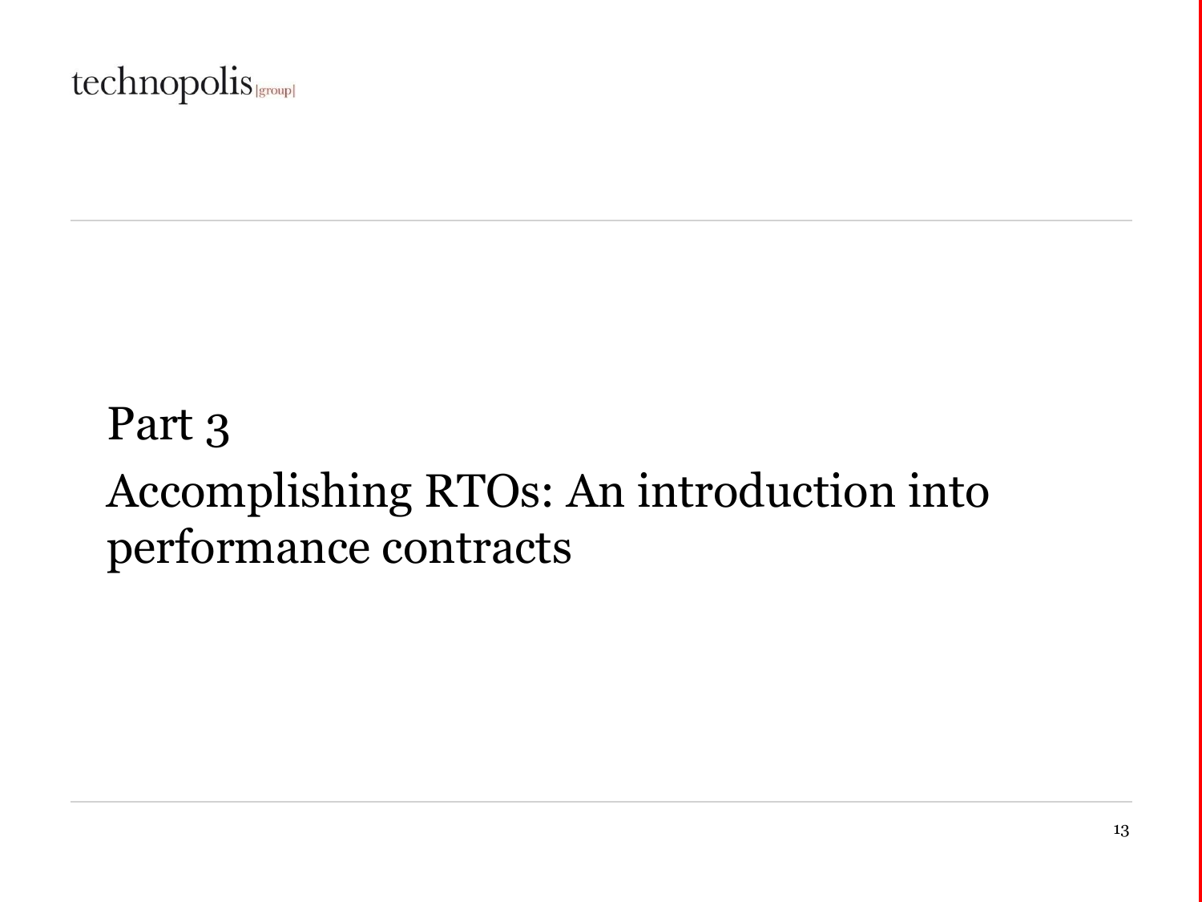# Part 3

## Accomplishing RTOs: An introduction into performance contracts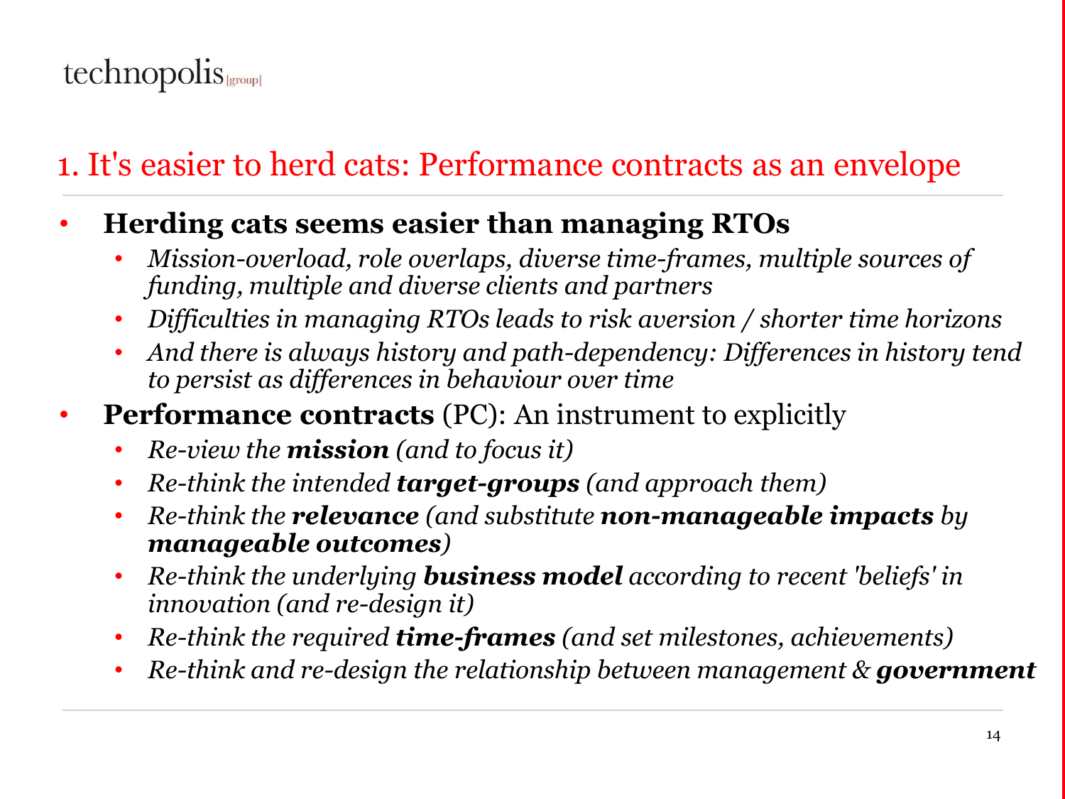## 1. It's easier to herd cats: Performance contracts as an envelope

- **Herding cats seems easier than managing RTOs**
  - *Mission-overload, role overlaps, diverse time-frames, multiple sources of funding, multiple and diverse clients and partners*
  - *Difficulties in managing RTOs leads to risk aversion / shorter time horizons*
  - *And there is always history and path-dependency: Differences in history tend to persist as differences in behaviour over time*
- **Performance contracts** (PC): An instrument to explicitly
  - *Re-view the* ***mission*** *(and to focus it)*
  - *Re-think the intended* ***target-groups*** *(and approach them)*
  - *Re-think the* ***relevance*** *(and substitute* ***non-manageable impacts*** *by* ***manageable outcomes****)*
  - *Re-think the underlying* ***business model*** *according to recent 'beliefs' in innovation (and re-design it)*
  - *Re-think the required* ***time-frames*** *(and set milestones, achievements)*
  - *Re-think and re-design the relationship between management &* ***government***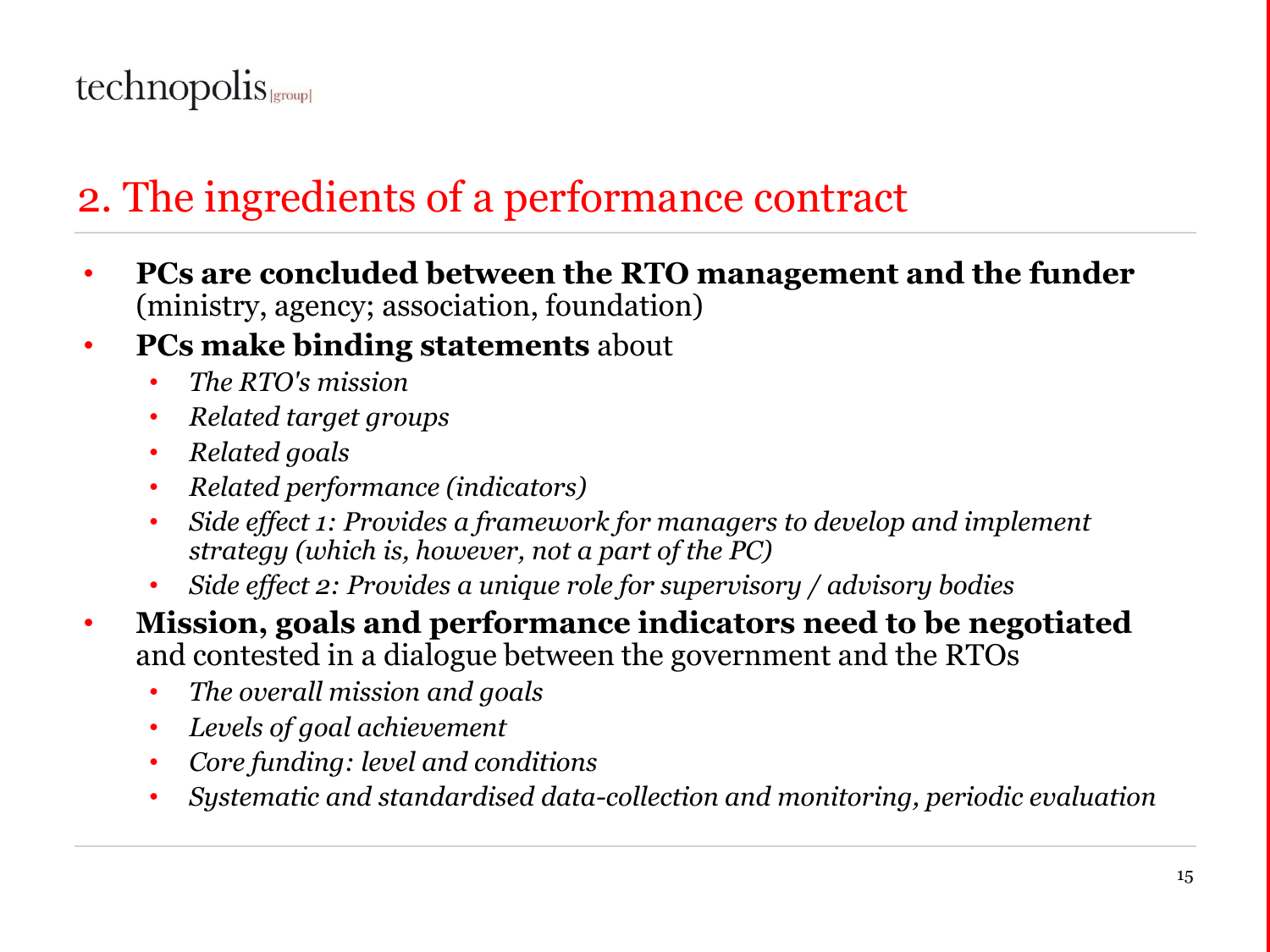## 2. The ingredients of a performance contract

- **PCs are concluded between the RTO management and the funder** (ministry, agency; association, foundation)
- **PCs make binding statements** about
  - *The RTO's mission*
  - *Related target groups*
  - *Related goals*
  - *Related performance (indicators)*
  - *Side effect 1: Provides a framework for managers to develop and implement strategy (which is, however, not a part of the PC)*
  - *Side effect 2: Provides a unique role for supervisory / advisory bodies*
- **Mission, goals and performance indicators need to be negotiated** and contested in a dialogue between the government and the RTOs
  - *The overall mission and goals*
  - *Levels of goal achievement*
  - *Core funding: level and conditions*
  - *Systematic and standardised data-collection and monitoring, periodic evaluation*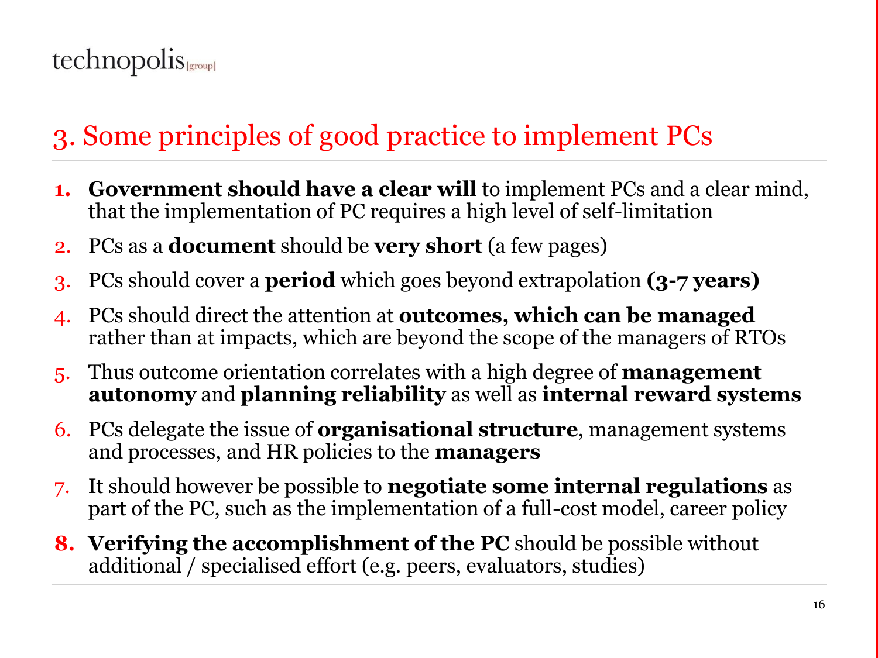## 3. Some principles of good practice to implement PCs

1. **Government should have a clear will** to implement PCs and a clear mind, that the implementation of PC requires a high level of self-limitation
2. PCs as a **document** should be **very short** (a few pages)
3. PCs should cover a **period** which goes beyond extrapolation **(3-7 years)**
4. PCs should direct the attention at **outcomes, which can be managed** rather than at impacts, which are beyond the scope of the managers of RTOs
5. Thus outcome orientation correlates with a high degree of **management autonomy** and **planning reliability** as well as **internal reward systems**
6. PCs delegate the issue of **organisational structure**, management systems and processes, and HR policies to the **managers**
7. It should however be possible to **negotiate some internal regulations** as part of the PC, such as the implementation of a full-cost model, career policy
8. **Verifying the accomplishment of the PC** should be possible without additional / specialised effort (e.g. peers, evaluators, studies)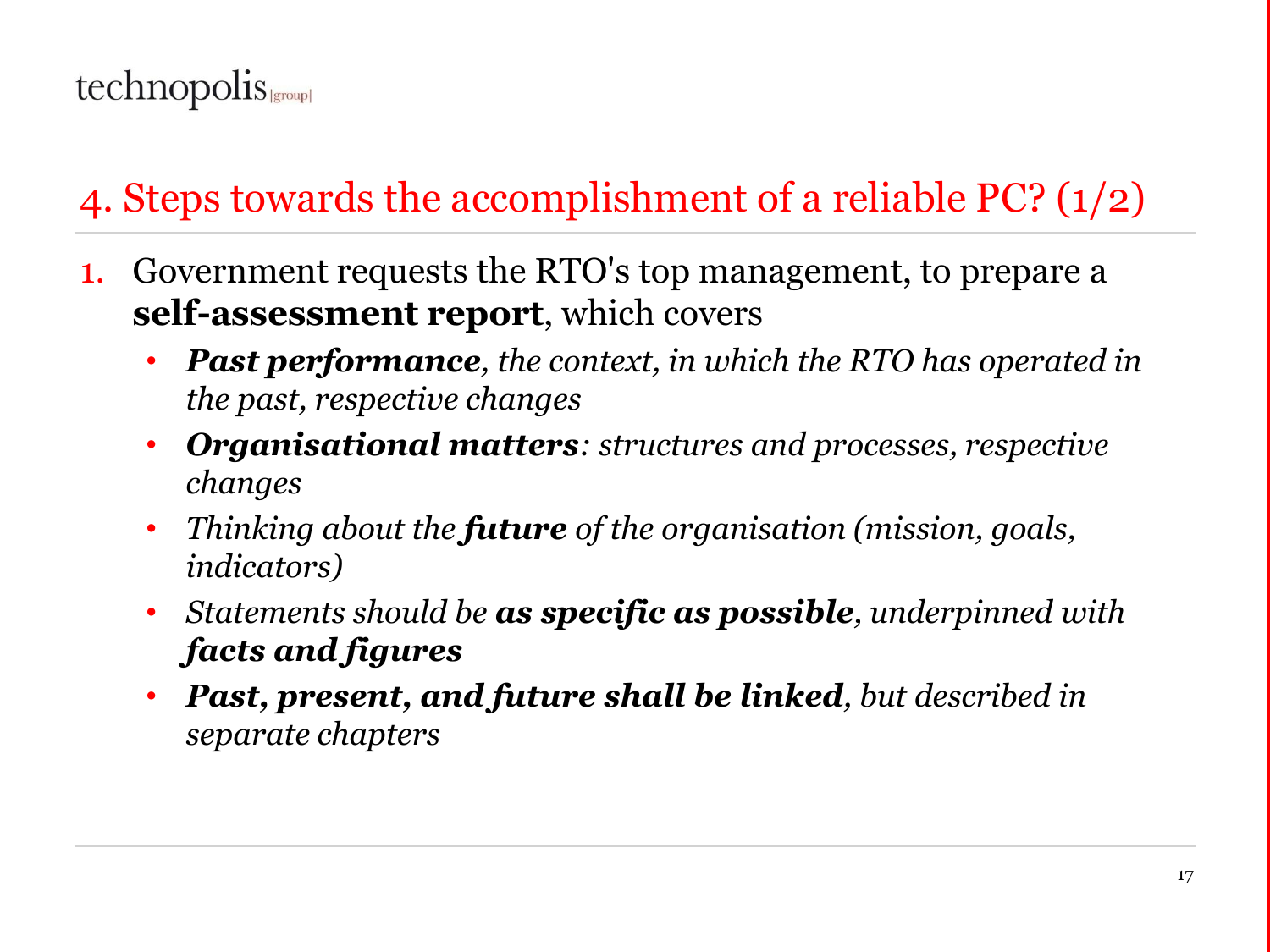## 4. Steps towards the accomplishment of a reliable PC? (1/2)

1. Government requests the RTO's top management, to prepare a **self-assessment report**, which covers
   - ***Past performance****, the context, in which the RTO has operated in the past, respective changes*
   - ***Organisational matters****: structures and processes, respective changes*
   - *Thinking about the* ***future*** *of the organisation (mission, goals, indicators)*
   - *Statements should be* ***as specific as possible****, underpinned with* ***facts and figures***
   - ***Past, present, and future shall be linked****, but described in separate chapters*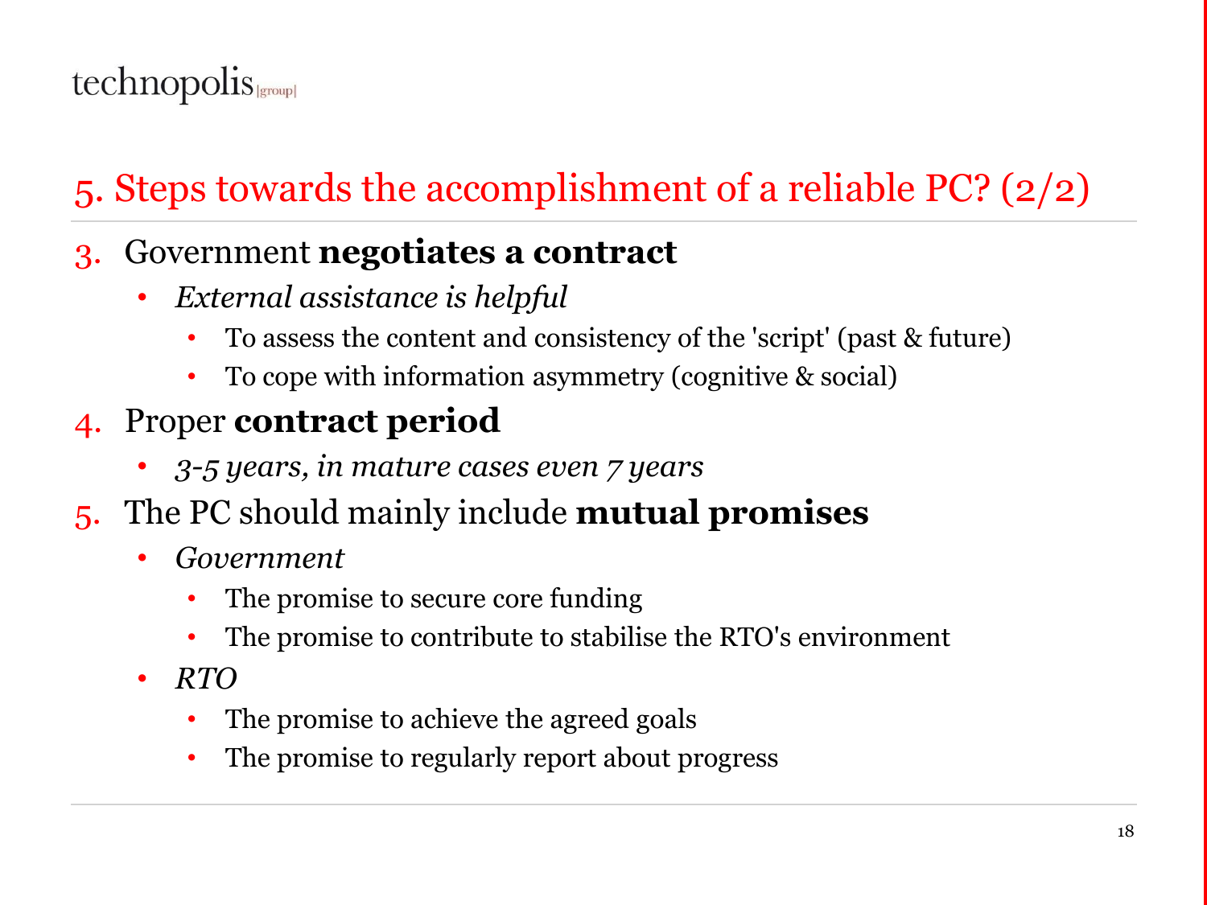## 5. Steps towards the accomplishment of a reliable PC? (2/2)

3. Government **negotiates a contract**
   - *External assistance is helpful*
     - To assess the content and consistency of the 'script' (past & future)
     - To cope with information asymmetry (cognitive & social)
4. Proper **contract period**
   - *3-5 years, in mature cases even 7 years*
5. The PC should mainly include **mutual promises**
   - *Government*
     - The promise to secure core funding
     - The promise to contribute to stabilise the RTO's environment
   - *RTO*
     - The promise to achieve the agreed goals
     - The promise to regularly report about progress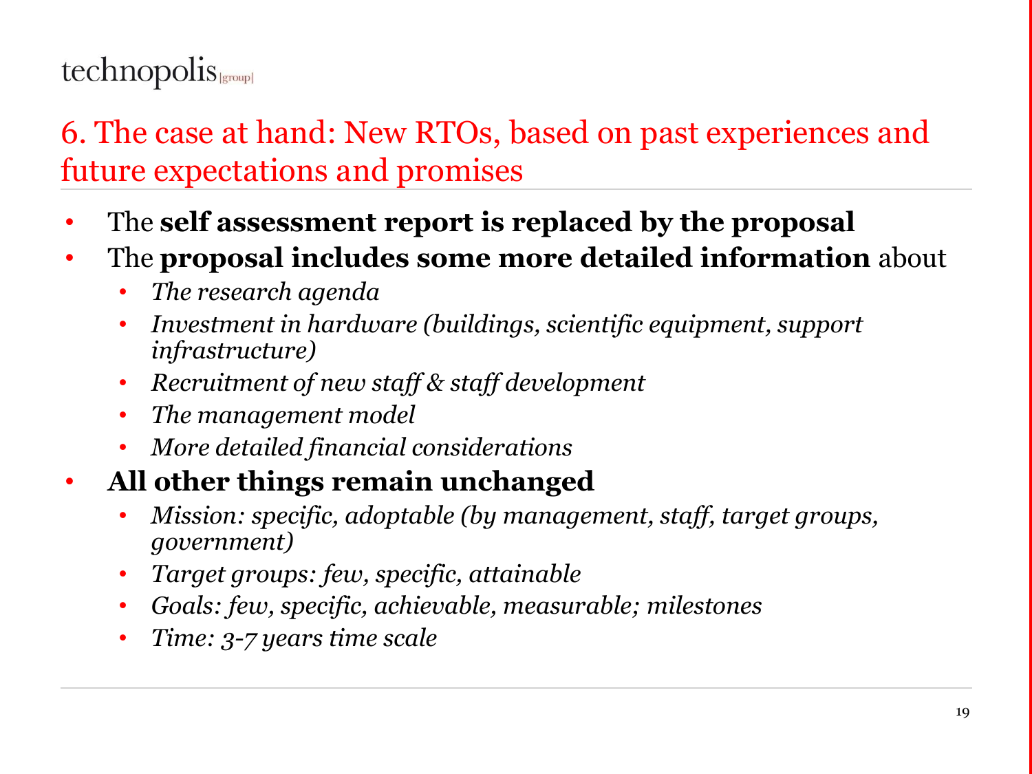## 6. The case at hand: New RTOs, based on past experiences and future expectations and promises

- The **self assessment report is replaced by the proposal**
- The **proposal includes some more detailed information** about
  - *The research agenda*
  - *Investment in hardware (buildings, scientific equipment, support infrastructure)*
  - *Recruitment of new staff & staff development*
  - *The management model*
  - *More detailed financial considerations*
- **All other things remain unchanged**
  - *Mission: specific, adoptable (by management, staff, target groups, government)*
  - *Target groups: few, specific, attainable*
  - *Goals: few, specific, achievable, measurable; milestones*
  - *Time: 3-7 years time scale*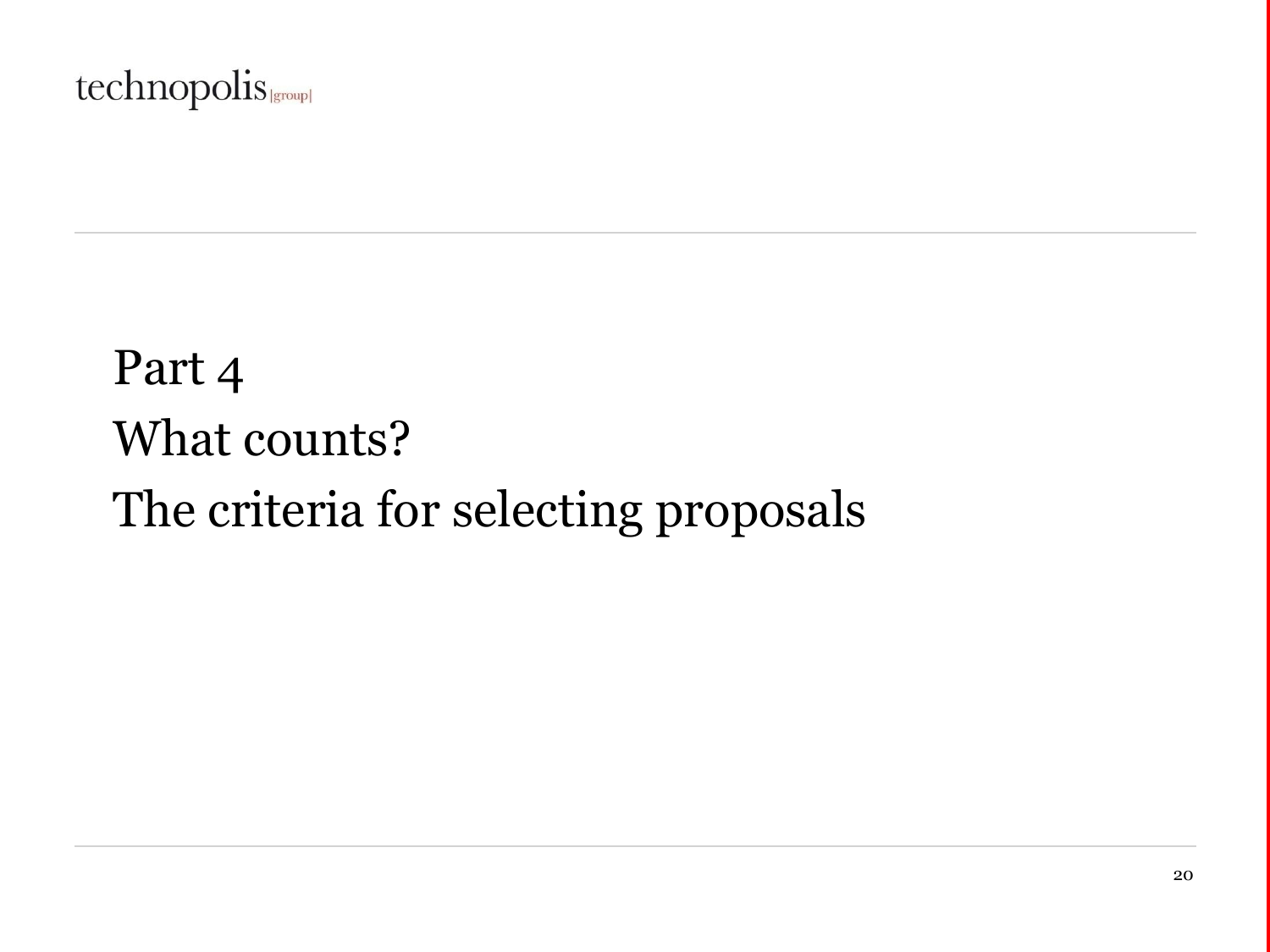# Part 4

## What counts?

## The criteria for selecting proposals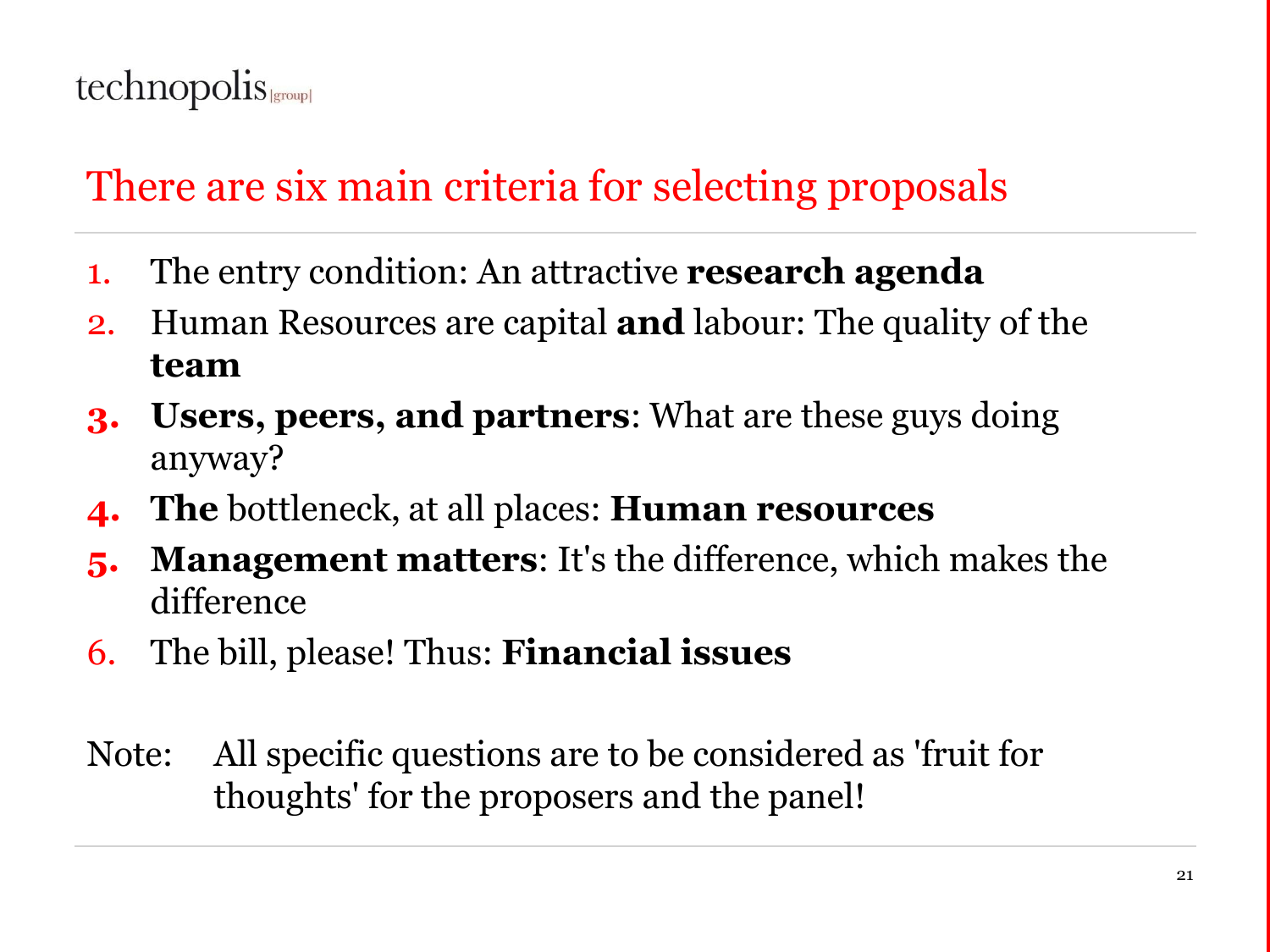# There are six main criteria for selecting proposals

1. The entry condition: An attractive **research agenda**
2. Human Resources are capital **and** labour: The quality of the **team**
3. **Users, peers, and partners**: What are these guys doing anyway?
4. **The** bottleneck, at all places: **Human resources**
5. **Management matters**: It's the difference, which makes the difference
6. The bill, please! Thus: **Financial issues**

Note: All specific questions are to be considered as 'fruit for thoughts' for the proposers and the panel!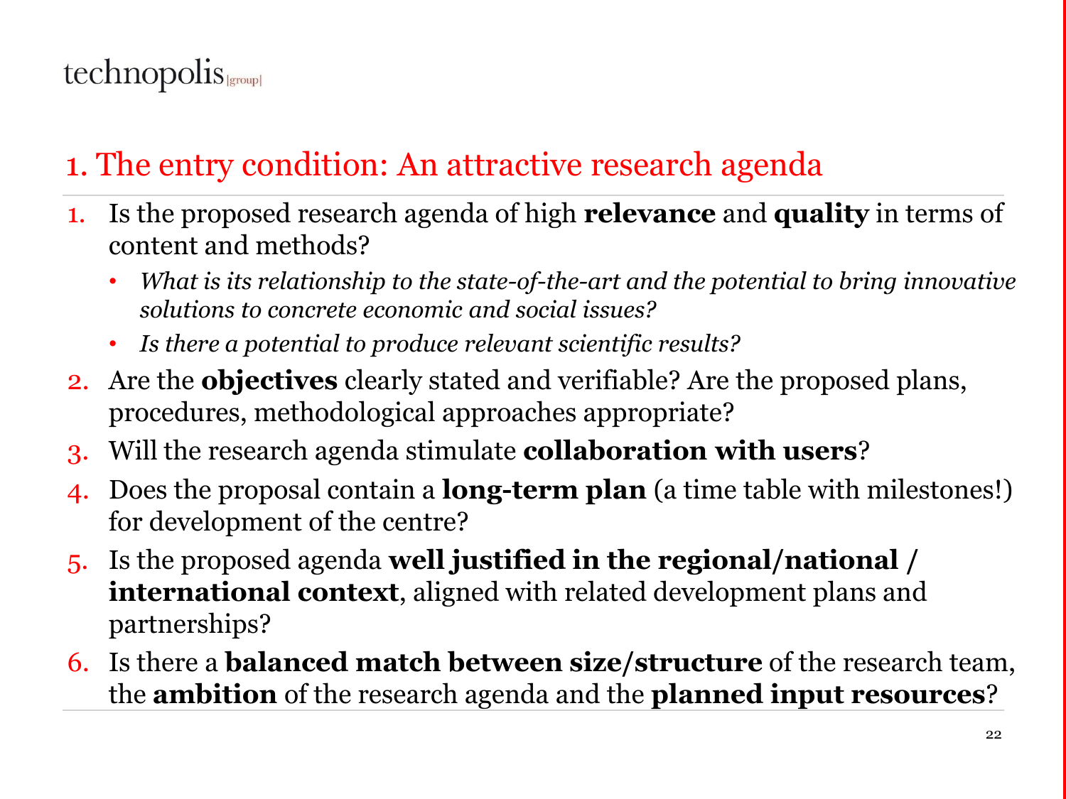## 1. The entry condition: An attractive research agenda

1. Is the proposed research agenda of high **relevance** and **quality** in terms of content and methods?
   - *What is its relationship to the state-of-the-art and the potential to bring innovative solutions to concrete economic and social issues?*
   - *Is there a potential to produce relevant scientific results?*
2. Are the **objectives** clearly stated and verifiable? Are the proposed plans, procedures, methodological approaches appropriate?
3. Will the research agenda stimulate **collaboration with users**?
4. Does the proposal contain a **long-term plan** (a time table with milestones!) for development of the centre?
5. Is the proposed agenda **well justified in the regional/national / international context**, aligned with related development plans and partnerships?
6. Is there a **balanced match between size/structure** of the research team, the **ambition** of the research agenda and the **planned input resources**?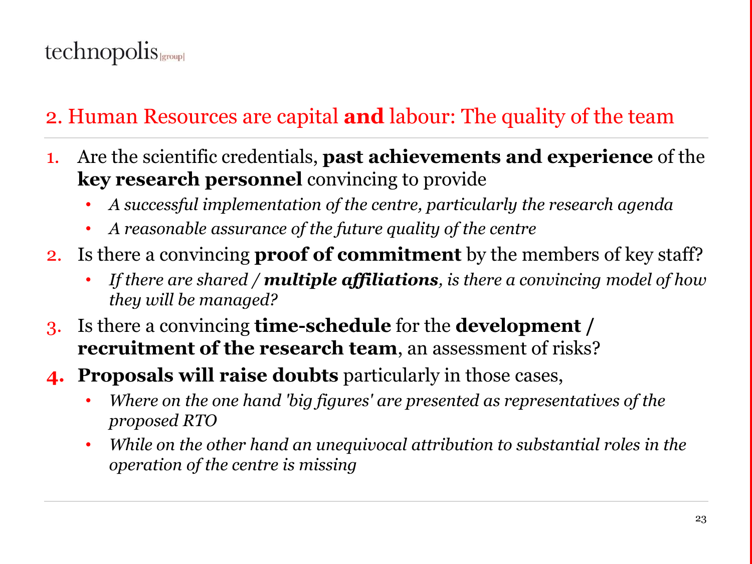## 2. Human Resources are capital **and** labour: The quality of the team

1. Are the scientific credentials, **past achievements and experience** of the **key research personnel** convincing to provide
   - *A successful implementation of the centre, particularly the research agenda*
   - *A reasonable assurance of the future quality of the centre*
2. Is there a convincing **proof of commitment** by the members of key staff?
   - *If there are shared / **multiple affiliations**, is there a convincing model of how they will be managed?*
3. Is there a convincing **time-schedule** for the **development / recruitment of the research team**, an assessment of risks?
4. **Proposals will raise doubts** particularly in those cases,
   - *Where on the one hand 'big figures' are presented as representatives of the proposed RTO*
   - *While on the other hand an unequivocal attribution to substantial roles in the operation of the centre is missing*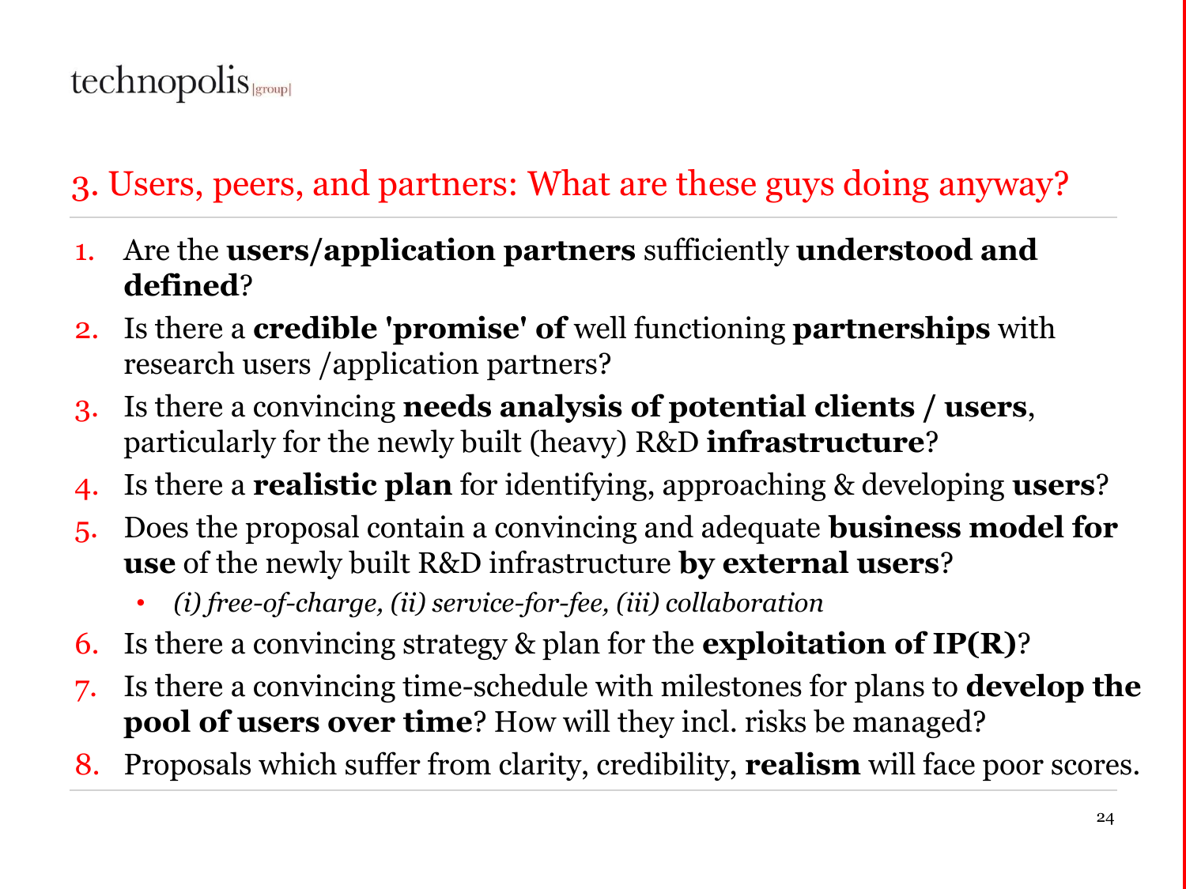## 3. Users, peers, and partners: What are these guys doing anyway?

1. Are the **users/application partners** sufficiently **understood and defined**?
2. Is there a **credible 'promise' of** well functioning **partnerships** with research users /application partners?
3. Is there a convincing **needs analysis of potential clients / users**, particularly for the newly built (heavy) R&D **infrastructure**?
4. Is there a **realistic plan** for identifying, approaching & developing **users**?
5. Does the proposal contain a convincing and adequate **business model for use** of the newly built R&D infrastructure **by external users**?
   - *(i) free-of-charge, (ii) service-for-fee, (iii) collaboration*
6. Is there a convincing strategy & plan for the **exploitation of IP(R)**?
7. Is there a convincing time-schedule with milestones for plans to **develop the pool of users over time**? How will they incl. risks be managed?
8. Proposals which suffer from clarity, credibility, **realism** will face poor scores.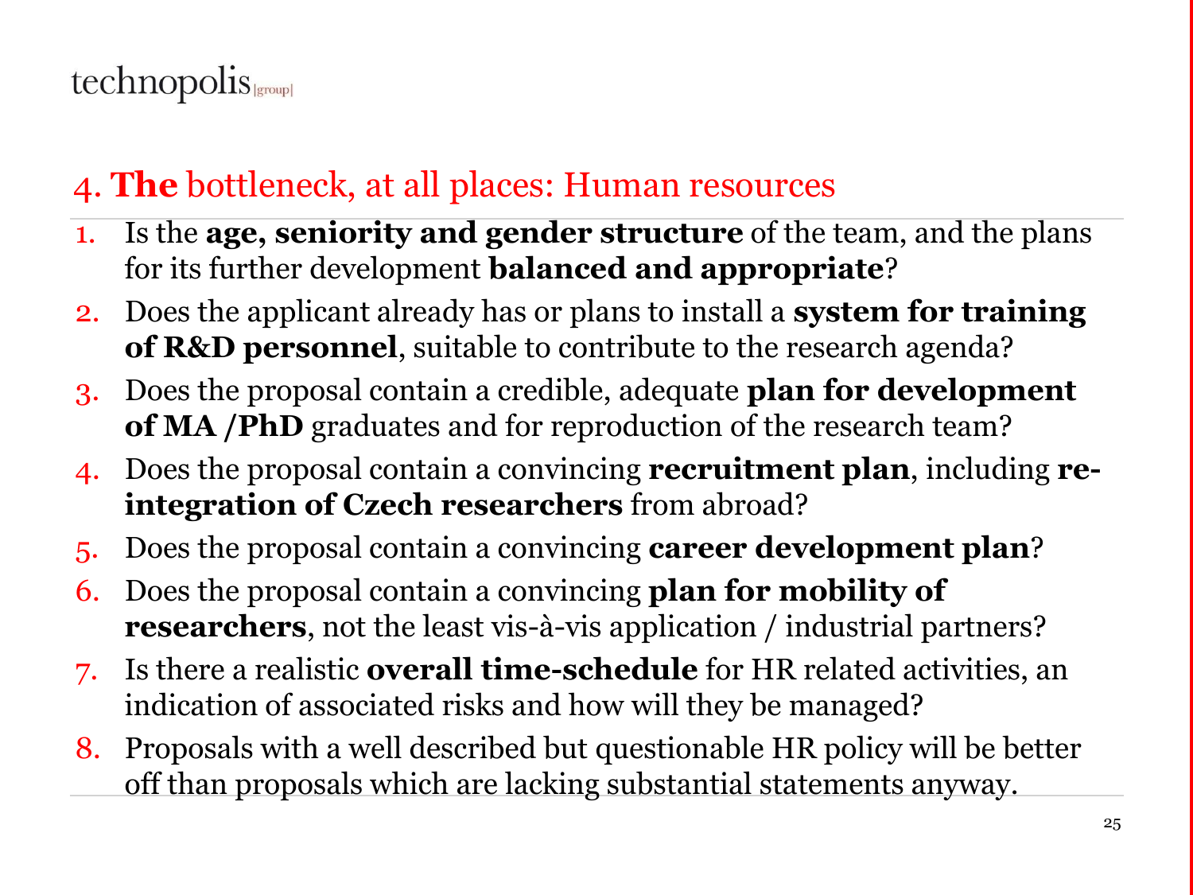## 4. **The** bottleneck, at all places: Human resources

1. Is the **age, seniority and gender structure** of the team, and the plans for its further development **balanced and appropriate**?
2. Does the applicant already has or plans to install a **system for training of R&D personnel**, suitable to contribute to the research agenda?
3. Does the proposal contain a credible, adequate **plan for development of MA /PhD** graduates and for reproduction of the research team?
4. Does the proposal contain a convincing **recruitment plan**, including **re-integration of Czech researchers** from abroad?
5. Does the proposal contain a convincing **career development plan**?
6. Does the proposal contain a convincing **plan for mobility of researchers**, not the least vis-à-vis application / industrial partners?
7. Is there a realistic **overall time-schedule** for HR related activities, an indication of associated risks and how will they be managed?
8. Proposals with a well described but questionable HR policy will be better off than proposals which are lacking substantial statements anyway.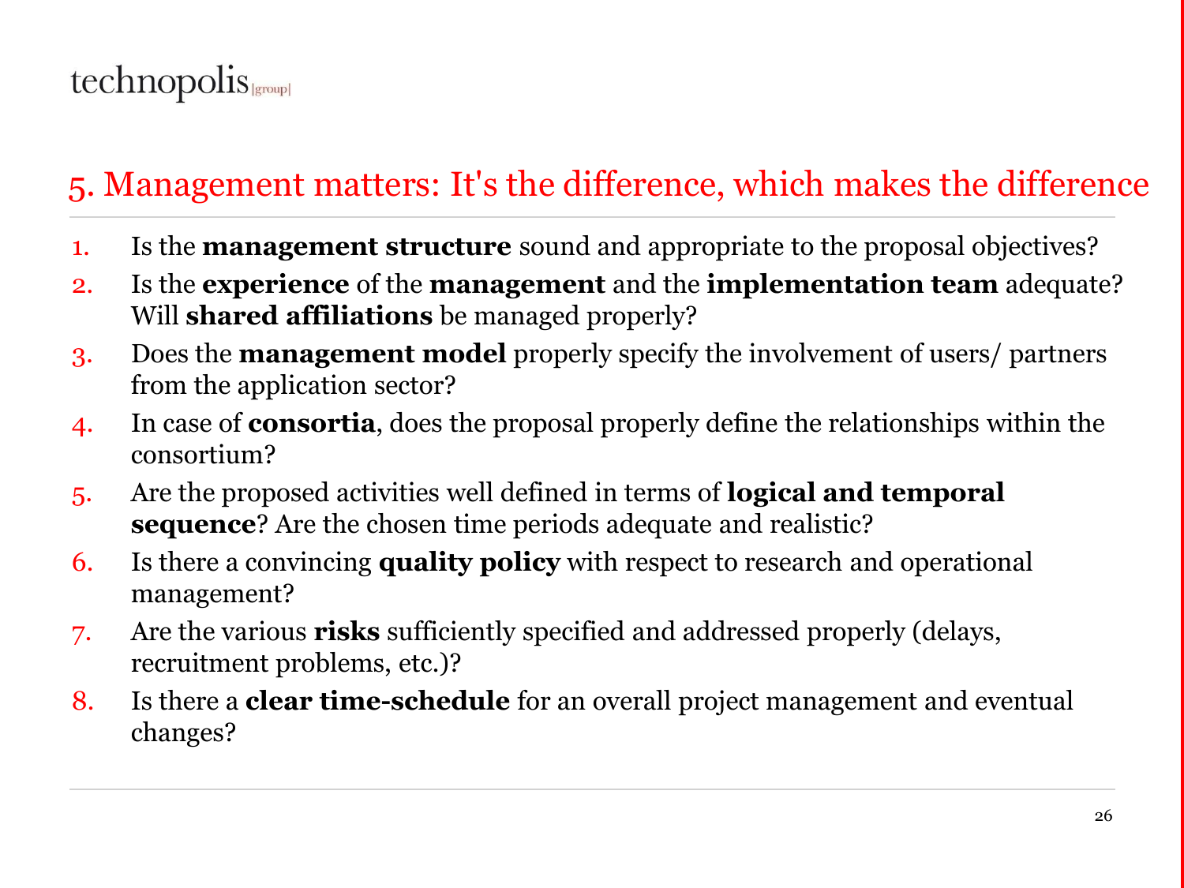## 5. Management matters: It's the difference, which makes the difference

1. Is the **management structure** sound and appropriate to the proposal objectives?
2. Is the **experience** of the **management** and the **implementation team** adequate? Will **shared affiliations** be managed properly?
3. Does the **management model** properly specify the involvement of users/ partners from the application sector?
4. In case of **consortia**, does the proposal properly define the relationships within the consortium?
5. Are the proposed activities well defined in terms of **logical and temporal sequence**? Are the chosen time periods adequate and realistic?
6. Is there a convincing **quality policy** with respect to research and operational management?
7. Are the various **risks** sufficiently specified and addressed properly (delays, recruitment problems, etc.)?
8. Is there a **clear time-schedule** for an overall project management and eventual changes?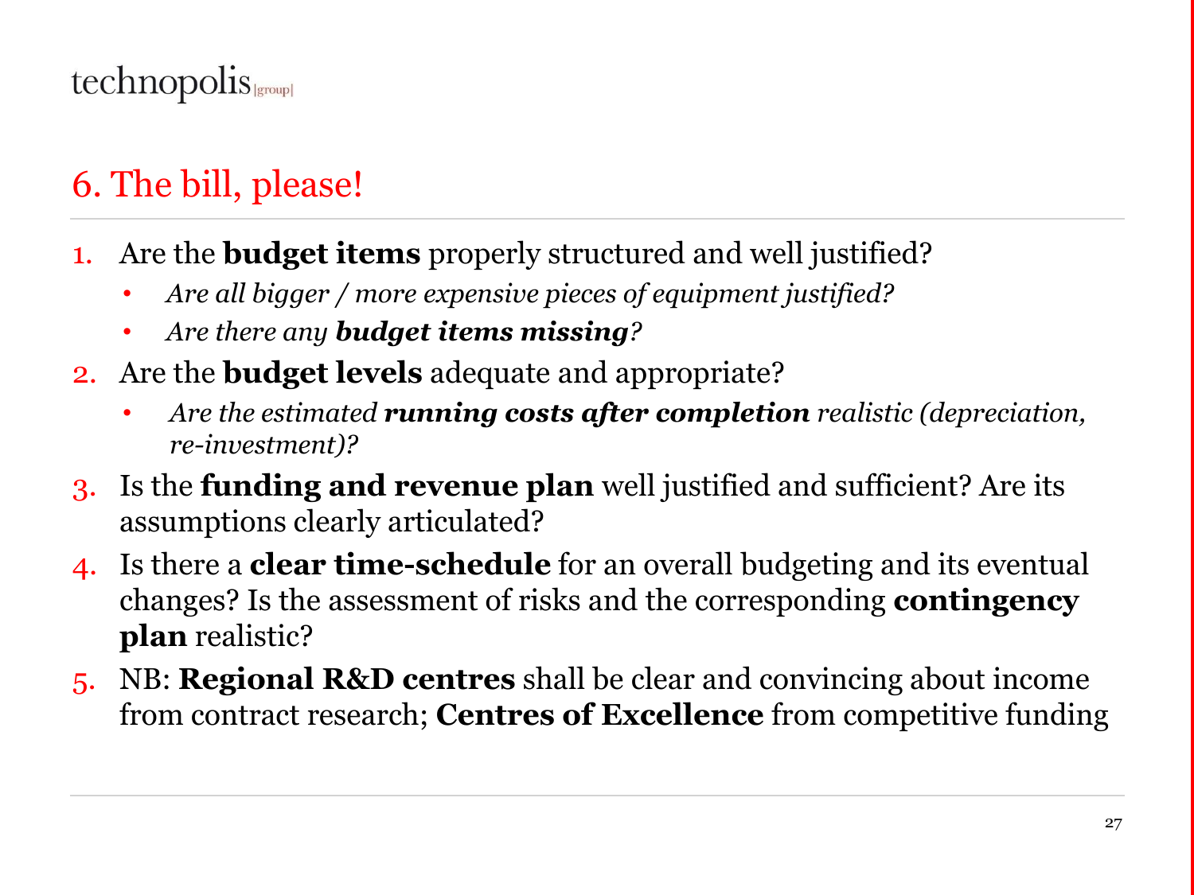# 6. The bill, please!

1. Are the **budget items** properly structured and well justified?
   - *Are all bigger / more expensive pieces of equipment justified?*
   - *Are there any **budget items missing**?*
2. Are the **budget levels** adequate and appropriate?
   - *Are the estimated **running costs after completion** realistic (depreciation, re-investment)?*
3. Is the **funding and revenue plan** well justified and sufficient? Are its assumptions clearly articulated?
4. Is there a **clear time-schedule** for an overall budgeting and its eventual changes? Is the assessment of risks and the corresponding **contingency plan** realistic?
5. NB: **Regional R&D centres** shall be clear and convincing about income from contract research; **Centres of Excellence** from competitive funding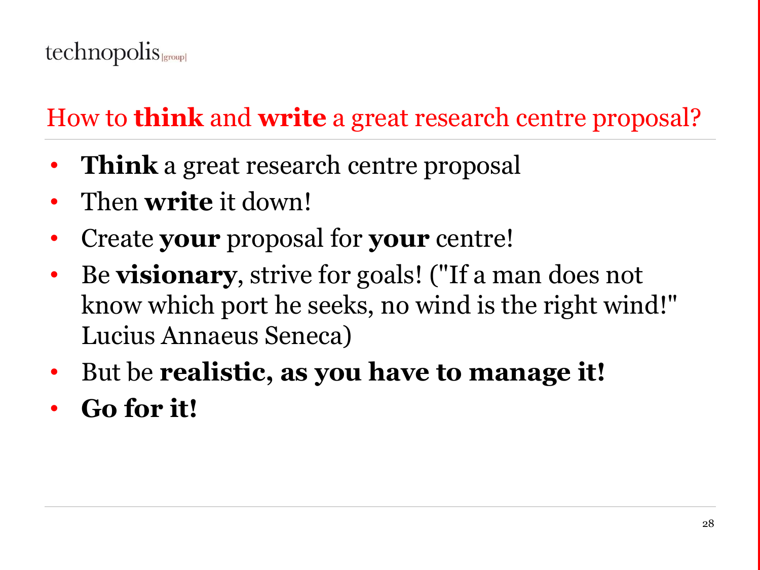## How to **think** and **write** a great research centre proposal?

- **Think** a great research centre proposal
- Then **write** it down!
- Create **your** proposal for **your** centre!
- Be **visionary**, strive for goals! ("If a man does not know which port he seeks, no wind is the right wind!" Lucius Annaeus Seneca)
- But be **realistic, as you have to manage it!**
- **Go for it!**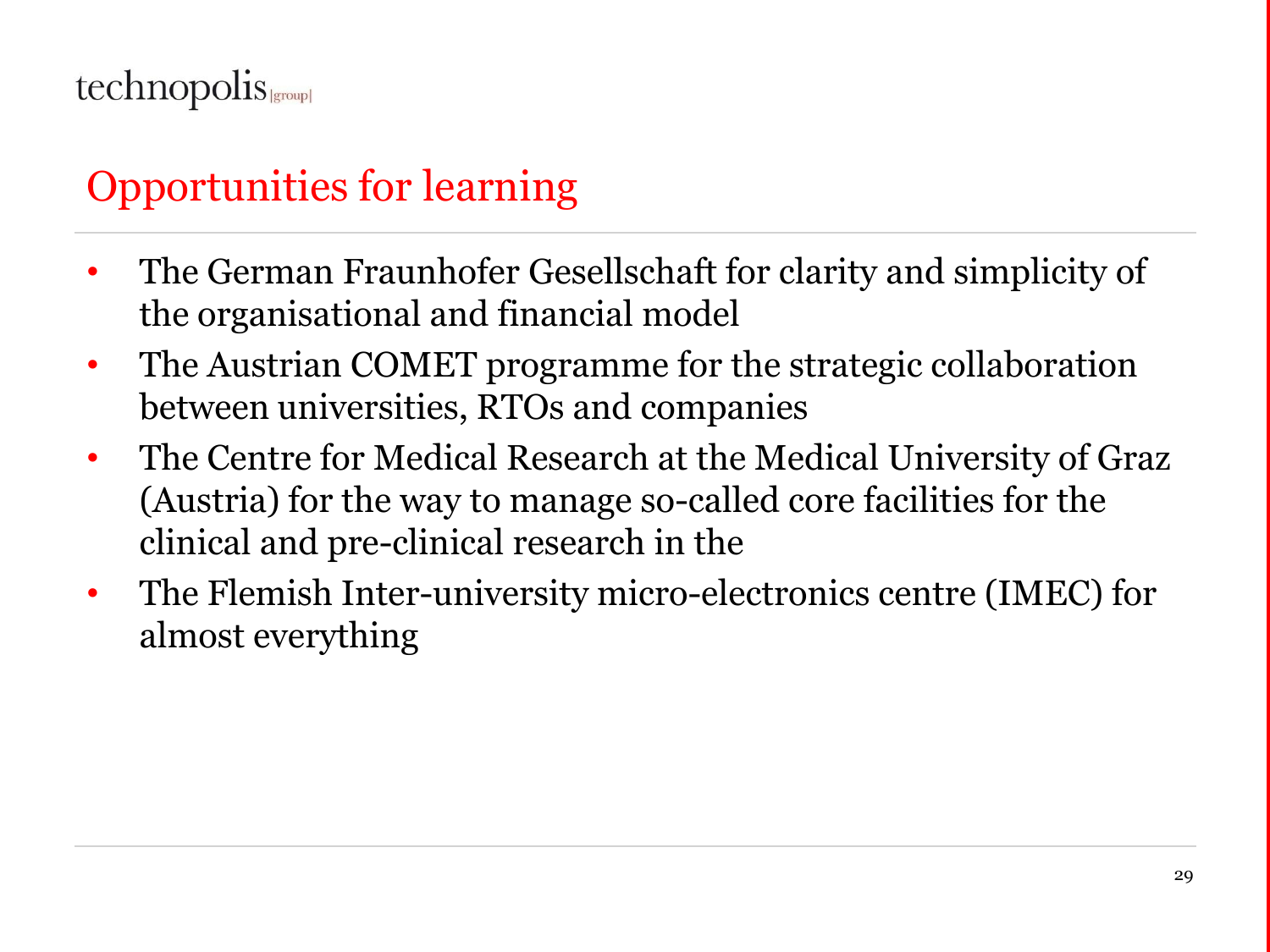# Opportunities for learning

- The German Fraunhofer Gesellschaft for clarity and simplicity of the organisational and financial model
- The Austrian COMET programme for the strategic collaboration between universities, RTOs and companies
- The Centre for Medical Research at the Medical University of Graz (Austria) for the way to manage so-called core facilities for the clinical and pre-clinical research in the
- The Flemish Inter-university micro-electronics centre (IMEC) for almost everything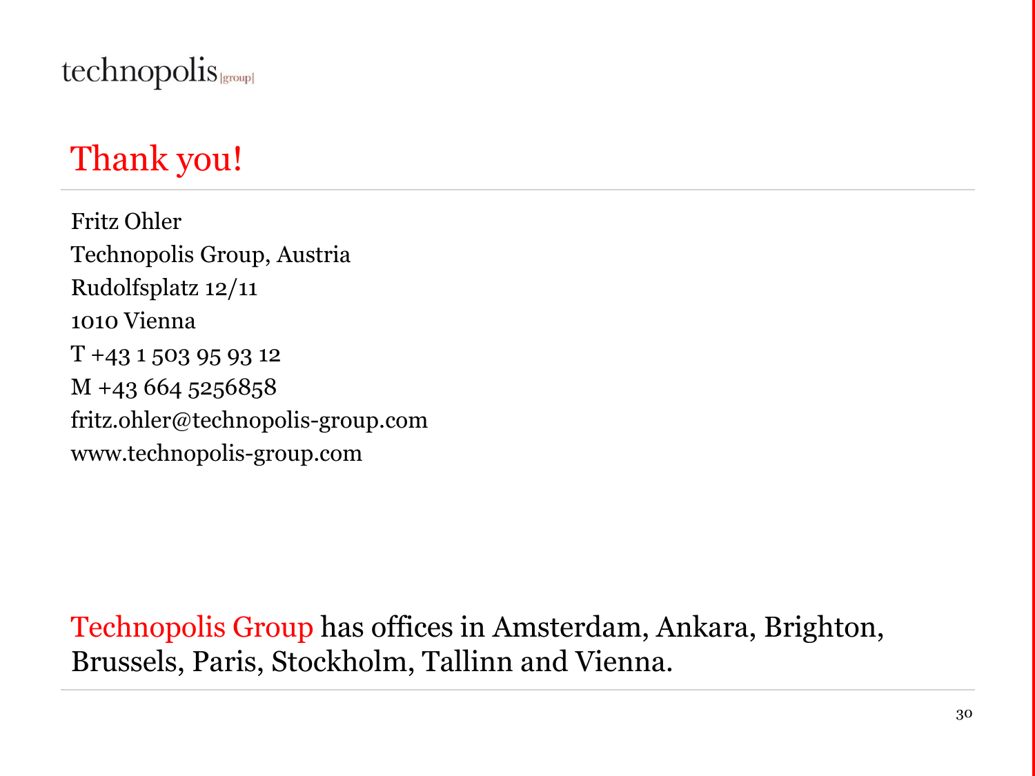technopolis |group|

# Thank you!

Fritz Ohler
Technopolis Group, Austria
Rudolfsplatz 12/11
1010 Vienna
T +43 1 503 95 93 12
M +43 664 5256858
fritz.ohler@technopolis-group.com
www.technopolis-group.com

Technopolis Group has offices in Amsterdam, Ankara, Brighton, Brussels, Paris, Stockholm, Tallinn and Vienna.